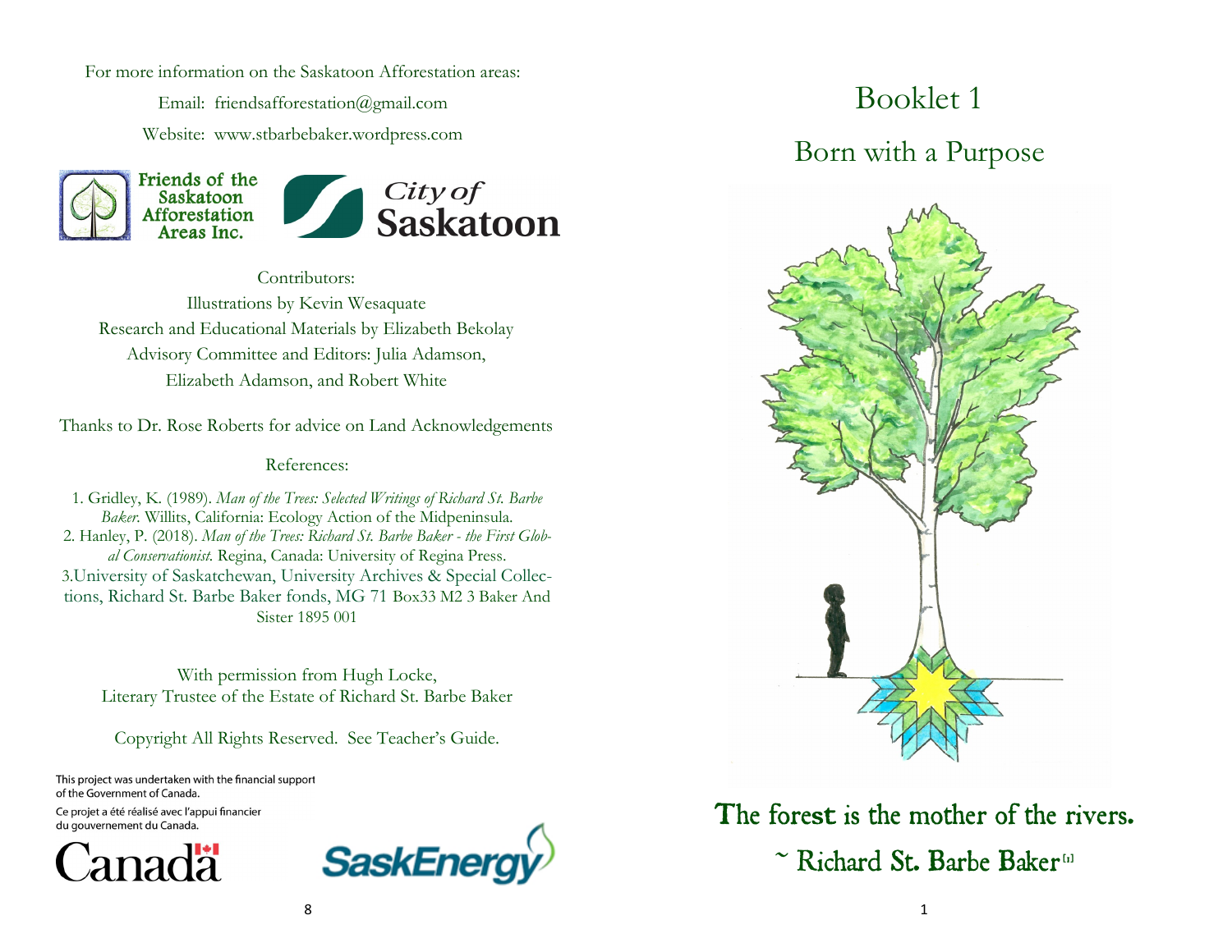For more information on the Saskatoon Afforestation areas:

Email: friendsafforestation@gmail.com

Website: www.stbarbebaker.wordpress.com

Friends of the Saskatoon Afforestation Areas Inc.

City of Saskatoon

Contributors:

Illustrations by Kevin Wesaquate

Research and Educational Materials by Elizabeth Bekolay

Advisory Committee and Editors: Julia Adamson, Elizabeth Adamson, and Robert White

Thanks to Dr. Rose Roberts for advice on Land Acknowledgements

References:

1. Gridley, K. (1989). *Man of the Trees: Selected Writings of Richard St. Barbe Baker*. Willits, California: Ecology Action of the Midpeninsula.
2. Hanley, P. (2018). *Man of the Trees: Richard St. Barbe Baker - the First Global Conservationist.* Regina, Canada: University of Regina Press.
3. University of Saskatchewan, University Archives & Special Collections, Richard St. Barbe Baker fonds, MG 71 Box33 M2 3 Baker And Sister 1895 001

With permission from Hugh Locke, Literary Trustee of the Estate of Richard St. Barbe Baker

Copyright All Rights Reserved. See Teacher's Guide.

This project was undertaken with the financial support of the Government of Canada.

Ce projet a été réalisé avec l'appui financier du gouvernement du Canada.

Canada

SaskEnergy

# Booklet 1

## Born with a Purpose

**The forest is the mother of the rivers.**

**~ Richard St. Barbe Baker[1]**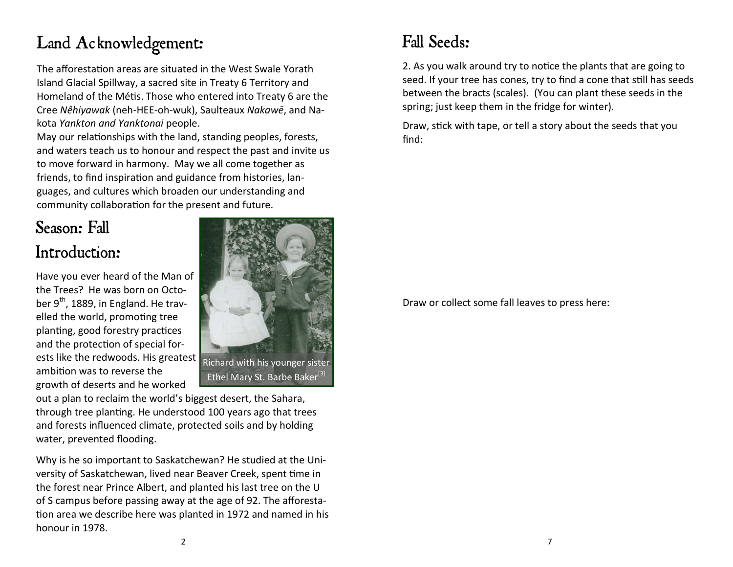# Land Acknowledgement:

The afforestation areas are situated in the West Swale Yorath Island Glacial Spillway, a sacred site in Treaty 6 Territory and Homeland of the Métis. Those who entered into Treaty 6 are the Cree *Nêhiyawak* (neh-HEE-oh-wuk), Saulteaux *Nakawē*, and Nakota *Yankton and Yanktonai* people.

May our relationships with the land, standing peoples, forests, and waters teach us to honour and respect the past and invite us to move forward in harmony. May we all come together as friends, to find inspiration and guidance from histories, languages, and cultures which broaden our understanding and community collaboration for the present and future.

# Season: Fall

# Introduction:

Have you ever heard of the Man of the Trees? He was born on October 9th, 1889, in England. He travelled the world, promoting tree planting, good forestry practices and the protection of special forests like the redwoods. His greatest ambition was to reverse the growth of deserts and he worked out a plan to reclaim the world's biggest desert, the Sahara, through tree planting. He understood 100 years ago that trees and forests influenced climate, protected soils and by holding water, prevented flooding.

Richard with his younger sister Ethel Mary St. Barbe Baker[3]

Why is he so important to Saskatchewan? He studied at the University of Saskatchewan, lived near Beaver Creek, spent time in the forest near Prince Albert, and planted his last tree on the U of S campus before passing away at the age of 92. The afforestation area we describe here was planted in 1972 and named in his honour in 1978.

# Fall Seeds:

2. As you walk around try to notice the plants that are going to seed. If your tree has cones, try to find a cone that still has seeds between the bracts (scales). (You can plant these seeds in the spring; just keep them in the fridge for winter).

Draw, stick with tape, or tell a story about the seeds that you find:

Draw or collect some fall leaves to press here: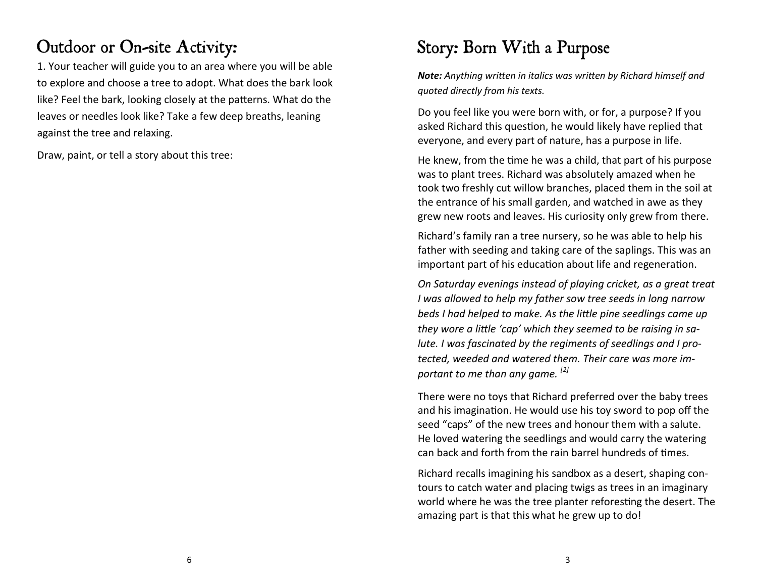# Outdoor or On-site Activity:

1. Your teacher will guide you to an area where you will be able to explore and choose a tree to adopt. What does the bark look like? Feel the bark, looking closely at the patterns. What do the leaves or needles look like? Take a few deep breaths, leaning against the tree and relaxing.

Draw, paint, or tell a story about this tree:

# Story: Born With a Purpose

***Note:*** *Anything written in italics was written by Richard himself and quoted directly from his texts.*

Do you feel like you were born with, or for, a purpose? If you asked Richard this question, he would likely have replied that everyone, and every part of nature, has a purpose in life.

He knew, from the time he was a child, that part of his purpose was to plant trees. Richard was absolutely amazed when he took two freshly cut willow branches, placed them in the soil at the entrance of his small garden, and watched in awe as they grew new roots and leaves. His curiosity only grew from there.

Richard's family ran a tree nursery, so he was able to help his father with seeding and taking care of the saplings. This was an important part of his education about life and regeneration.

*On Saturday evenings instead of playing cricket, as a great treat I was allowed to help my father sow tree seeds in long narrow beds I had helped to make. As the little pine seedlings came up they wore a little 'cap' which they seemed to be raising in salute. I was fascinated by the regiments of seedlings and I protected, weeded and watered them. Their care was more important to me than any game.* [2]

There were no toys that Richard preferred over the baby trees and his imagination. He would use his toy sword to pop off the seed "caps" of the new trees and honour them with a salute. He loved watering the seedlings and would carry the watering can back and forth from the rain barrel hundreds of times.

Richard recalls imagining his sandbox as a desert, shaping contours to catch water and placing twigs as trees in an imaginary world where he was the tree planter reforesting the desert. The amazing part is that this what he grew up to do!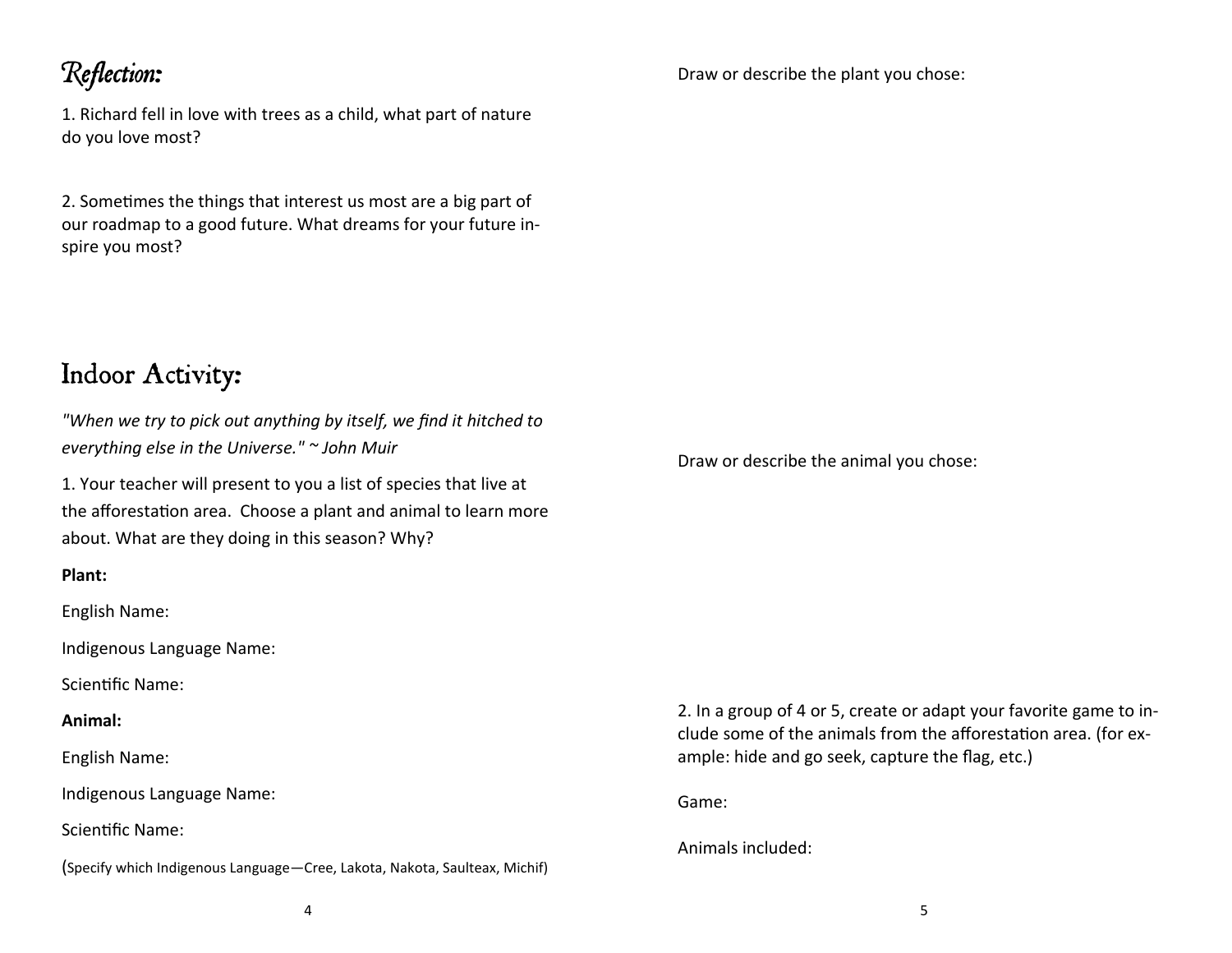## *Reflection:*

1. Richard fell in love with trees as a child, what part of nature do you love most?

2. Sometimes the things that interest us most are a big part of our roadmap to a good future. What dreams for your future inspire you most?

## Indoor Activity:

*"When we try to pick out anything by itself, we find it hitched to everything else in the Universe." ~ John Muir*

1. Your teacher will present to you a list of species that live at the afforestation area. Choose a plant and animal to learn more about. What are they doing in this season? Why?

**Plant:**

English Name:

Indigenous Language Name:

Scientific Name:

**Animal:**

English Name:

Indigenous Language Name:

Scientific Name:

(Specify which Indigenous Language—Cree, Lakota, Nakota, Saulteax, Michif)

Draw or describe the plant you chose:

Draw or describe the animal you chose:

2. In a group of 4 or 5, create or adapt your favorite game to include some of the animals from the afforestation area. (for example: hide and go seek, capture the flag, etc.)

Game:

Animals included: